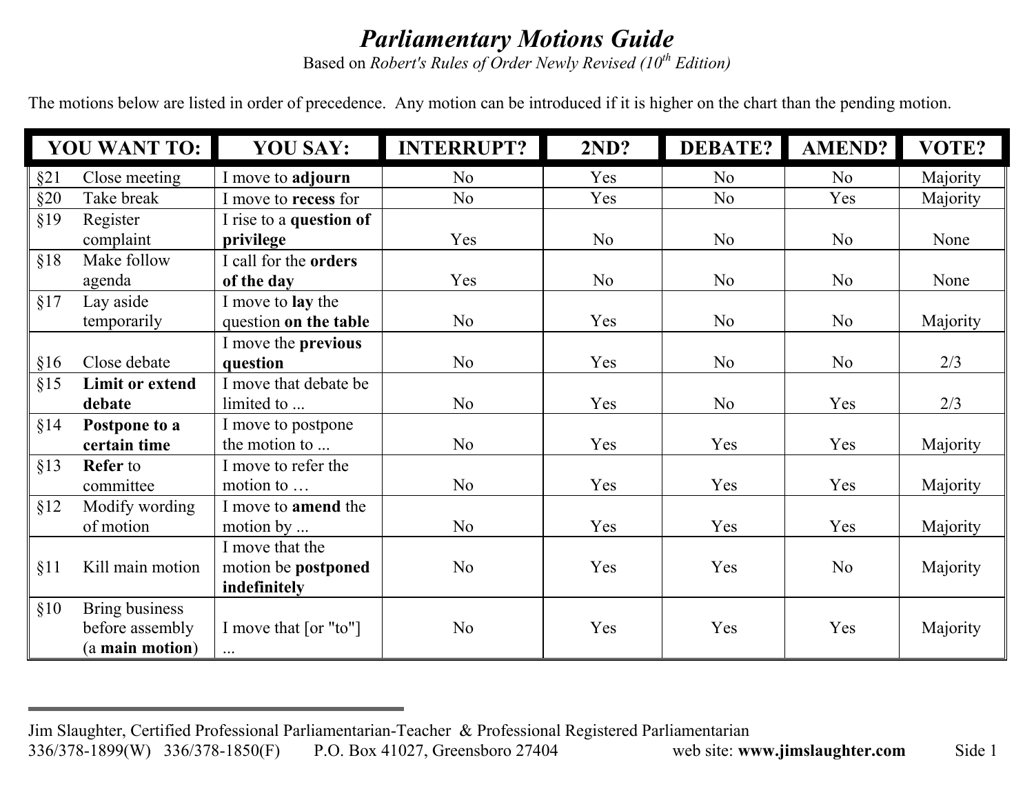# *Parliamentary Motions Guide*

Based on *Robert's Rules of Order Newly Revised (10th Edition)*

The motions below are listed in order of precedence. Any motion can be introduced if it is higher on the chart than the pending motion.

| YOU WANT TO: | YOU SAY: | INTERRUPT? | 2ND? | DEBATE? | AMEND? | VOTE? |
|---|---|---|---|---|---|---|
| §21 Close meeting | I move to **adjourn** | No | Yes | No | No | Majority |
| §20 Take break | I move to **recess** for | No | Yes | No | Yes | Majority |
| §19 Register complaint | I rise to a **question of privilege** | Yes | No | No | No | None |
| §18 Make follow agenda | I call for the **orders of the day** | Yes | No | No | No | None |
| §17 Lay aside temporarily | I move to **lay** the question **on the table** | No | Yes | No | No | Majority |
| §16 Close debate | I move the **previous question** | No | Yes | No | No | 2/3 |
| §15 **Limit or extend debate** | I move that debate be limited to ... | No | Yes | No | Yes | 2/3 |
| §14 **Postpone to a certain time** | I move to postpone the motion to ... | No | Yes | Yes | Yes | Majority |
| §13 **Refer** to committee | I move to refer the motion to … | No | Yes | Yes | Yes | Majority |
| §12 Modify wording of motion | I move to **amend** the motion by ... | No | Yes | Yes | Yes | Majority |
| §11 Kill main motion | I move that the motion be **postponed indefinitely** | No | Yes | Yes | No | Majority |
| §10 Bring business before assembly (a **main motion**) | I move that [or "to"] ... | No | Yes | Yes | Yes | Majority |

---

Jim Slaughter, Certified Professional Parliamentarian-Teacher & Professional Registered Parliamentarian
336/378-1899(W) 336/378-1850(F) P.O. Box 41027, Greensboro 27404 web site: **www.jimslaughter.com** Side 1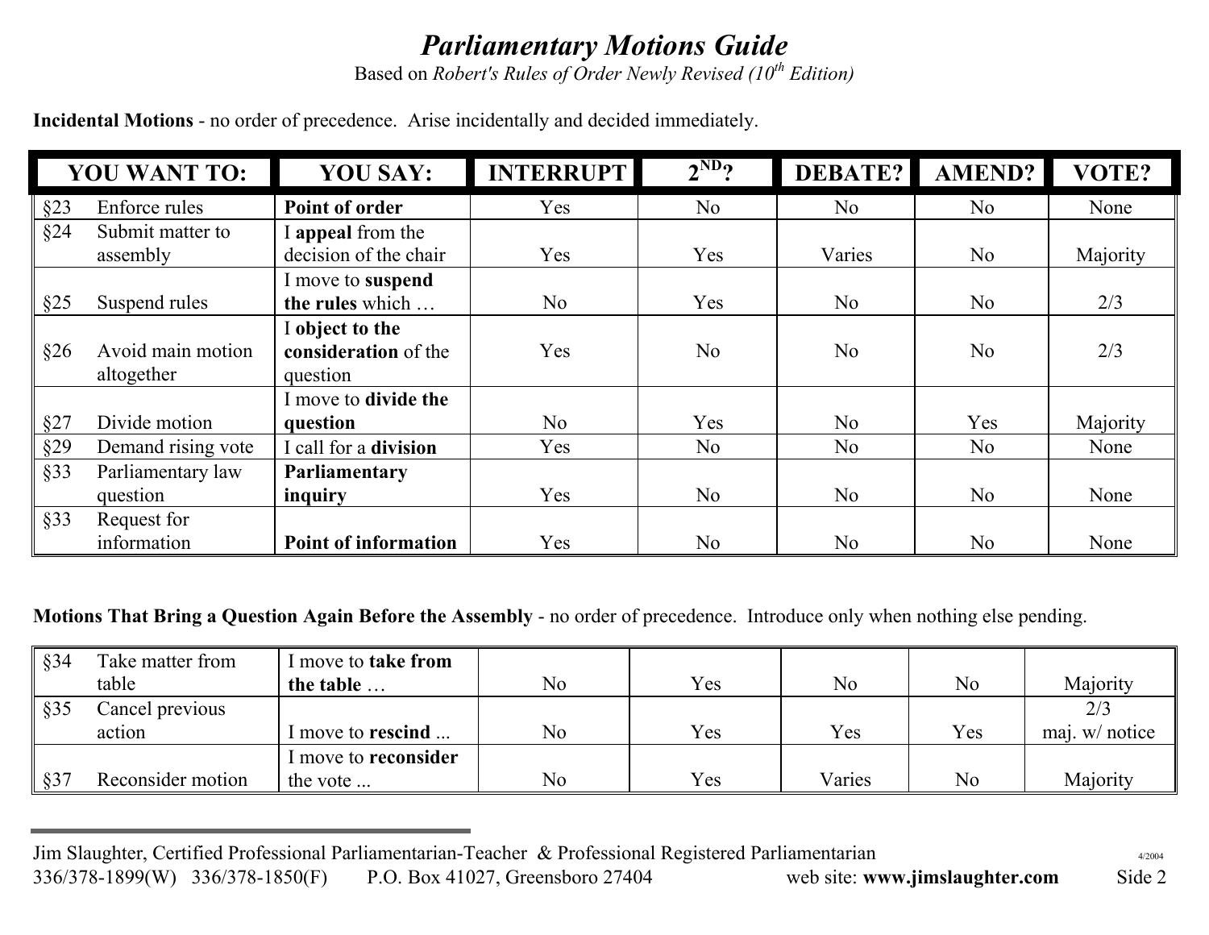# *Parliamentary Motions Guide*

Based on *Robert's Rules of Order Newly Revised (10th Edition)*

**Incidental Motions** - no order of precedence. Arise incidentally and decided immediately.

| YOU WANT TO: | YOU SAY: | INTERRUPT | 2ND? | DEBATE? | AMEND? | VOTE? |
|---|---|---|---|---|---|---|
| §23 Enforce rules | **Point of order** | Yes | No | No | No | None |
| §24 Submit matter to assembly | I **appeal** from the decision of the chair | Yes | Yes | Varies | No | Majority |
| §25 Suspend rules | I move to **suspend the rules** which … | No | Yes | No | No | 2/3 |
| §26 Avoid main motion altogether | I **object to the consideration** of the question | Yes | No | No | No | 2/3 |
| §27 Divide motion | I move to **divide the question** | No | Yes | No | Yes | Majority |
| §29 Demand rising vote | I call for a **division** | Yes | No | No | No | None |
| §33 Parliamentary law question | **Parliamentary inquiry** | Yes | No | No | No | None |
| §33 Request for information | **Point of information** | Yes | No | No | No | None |

**Motions That Bring a Question Again Before the Assembly** - no order of precedence. Introduce only when nothing else pending.

| YOU WANT TO: | YOU SAY: | INTERRUPT | 2ND? | DEBATE? | AMEND? | VOTE? |
|---|---|---|---|---|---|---|
| §34 Take matter from table | I move to **take from the table** … | No | Yes | No | No | Majority |
| §35 Cancel previous action | I move to **rescind** ... | No | Yes | Yes | Yes | 2/3 maj. w/ notice |
| §37 Reconsider motion | I move to **reconsider** the vote ... | No | Yes | Varies | No | Majority |

Jim Slaughter, Certified Professional Parliamentarian-Teacher & Professional Registered Parliamentarian
336/378-1899(W) 336/378-1850(F) P.O. Box 41027, Greensboro 27404 web site: **www.jimslaughter.com**

4/2004